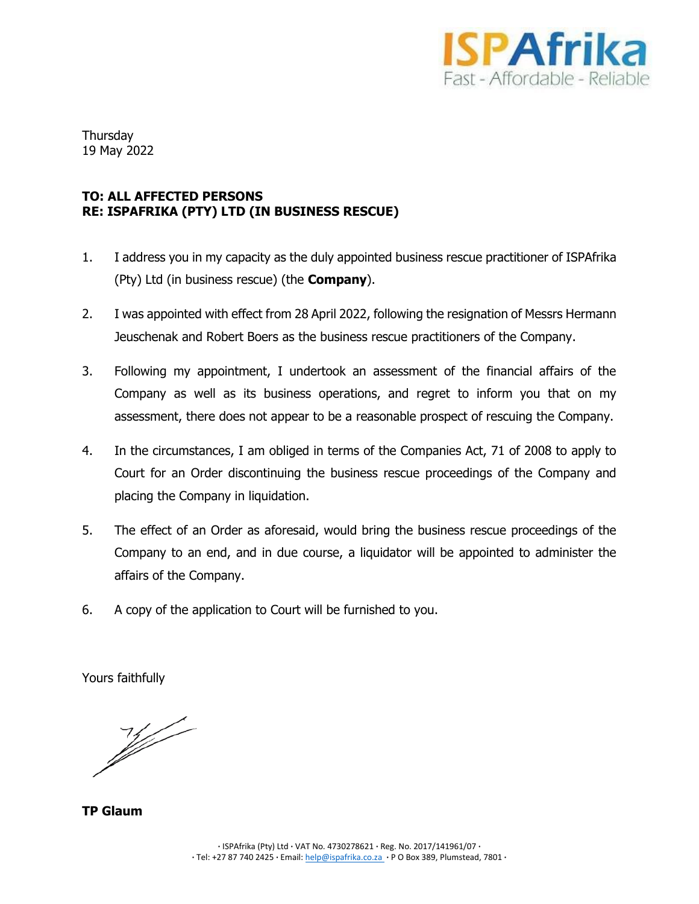Thursday
19 May 2022

**TO: ALL AFFECTED PERSONS**
**RE: ISPAFRIKA (PTY) LTD (IN BUSINESS RESCUE)**

1. I address you in my capacity as the duly appointed business rescue practitioner of ISPAfrika (Pty) Ltd (in business rescue) (the **Company**).

2. I was appointed with effect from 28 April 2022, following the resignation of Messrs Hermann Jeuschenak and Robert Boers as the business rescue practitioners of the Company.

3. Following my appointment, I undertook an assessment of the financial affairs of the Company as well as its business operations, and regret to inform you that on my assessment, there does not appear to be a reasonable prospect of rescuing the Company.

4. In the circumstances, I am obliged in terms of the Companies Act, 71 of 2008 to apply to Court for an Order discontinuing the business rescue proceedings of the Company and placing the Company in liquidation.

5. The effect of an Order as aforesaid, would bring the business rescue proceedings of the Company to an end, and in due course, a liquidator will be appointed to administer the affairs of the Company.

6. A copy of the application to Court will be furnished to you.

Yours faithfully

**TP Glaum**

· ISPAfrika (Pty) Ltd · VAT No. 4730278621 · Reg. No. 2017/141961/07 ·
· Tel: +27 87 740 2425 · Email: help@ispafrika.co.za · P O Box 389, Plumstead, 7801 ·